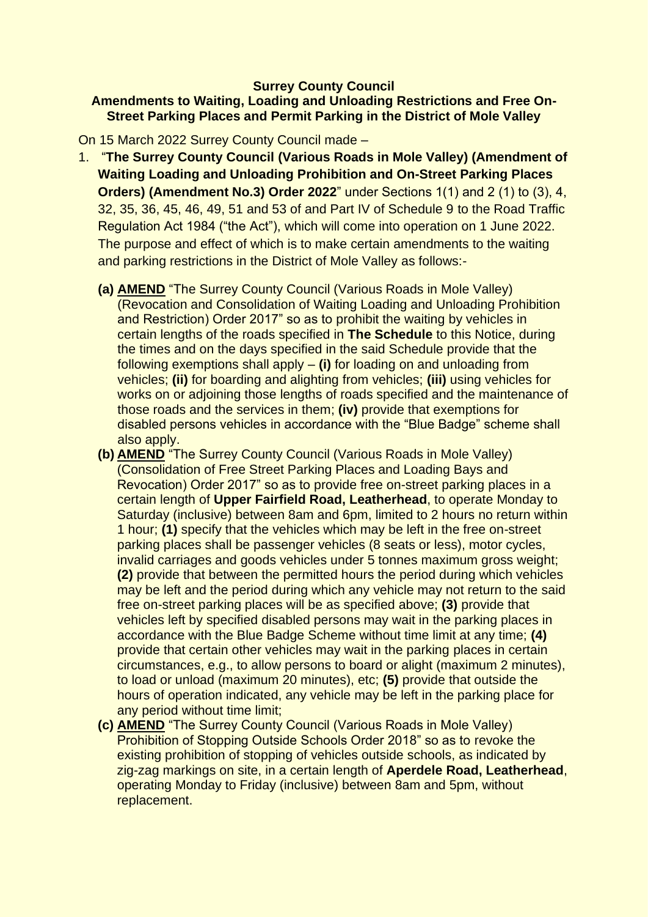**Surrey County Council**
**Amendments to Waiting, Loading and Unloading Restrictions and Free On-Street Parking Places and Permit Parking in the District of Mole Valley**

On 15 March 2022 Surrey County Council made –

1. "**The Surrey County Council (Various Roads in Mole Valley) (Amendment of Waiting Loading and Unloading Prohibition and On-Street Parking Places Orders) (Amendment No.3) Order 2022**" under Sections 1(1) and 2 (1) to (3), 4, 32, 35, 36, 45, 46, 49, 51 and 53 of and Part IV of Schedule 9 to the Road Traffic Regulation Act 1984 ("the Act"), which will come into operation on 1 June 2022. The purpose and effect of which is to make certain amendments to the waiting and parking restrictions in the District of Mole Valley as follows:-

   **(a)** **AMEND** "The Surrey County Council (Various Roads in Mole Valley) (Revocation and Consolidation of Waiting Loading and Unloading Prohibition and Restriction) Order 2017" so as to prohibit the waiting by vehicles in certain lengths of the roads specified in **The Schedule** to this Notice, during the times and on the days specified in the said Schedule provide that the following exemptions shall apply – **(i)** for loading on and unloading from vehicles; **(ii)** for boarding and alighting from vehicles; **(iii)** using vehicles for works on or adjoining those lengths of roads specified and the maintenance of those roads and the services in them; **(iv)** provide that exemptions for disabled persons vehicles in accordance with the "Blue Badge" scheme shall also apply.

   **(b)** **AMEND** "The Surrey County Council (Various Roads in Mole Valley) (Consolidation of Free Street Parking Places and Loading Bays and Revocation) Order 2017" so as to provide free on-street parking places in a certain length of **Upper Fairfield Road, Leatherhead**, to operate Monday to Saturday (inclusive) between 8am and 6pm, limited to 2 hours no return within 1 hour; **(1)** specify that the vehicles which may be left in the free on-street parking places shall be passenger vehicles (8 seats or less), motor cycles, invalid carriages and goods vehicles under 5 tonnes maximum gross weight; **(2)** provide that between the permitted hours the period during which vehicles may be left and the period during which any vehicle may not return to the said free on-street parking places will be as specified above; **(3)** provide that vehicles left by specified disabled persons may wait in the parking places in accordance with the Blue Badge Scheme without time limit at any time; **(4)** provide that certain other vehicles may wait in the parking places in certain circumstances, e.g., to allow persons to board or alight (maximum 2 minutes), to load or unload (maximum 20 minutes), etc; **(5)** provide that outside the hours of operation indicated, any vehicle may be left in the parking place for any period without time limit;

   **(c)** **AMEND** "The Surrey County Council (Various Roads in Mole Valley) Prohibition of Stopping Outside Schools Order 2018" so as to revoke the existing prohibition of stopping of vehicles outside schools, as indicated by zig-zag markings on site, in a certain length of **Aperdele Road, Leatherhead**, operating Monday to Friday (inclusive) between 8am and 5pm, without replacement.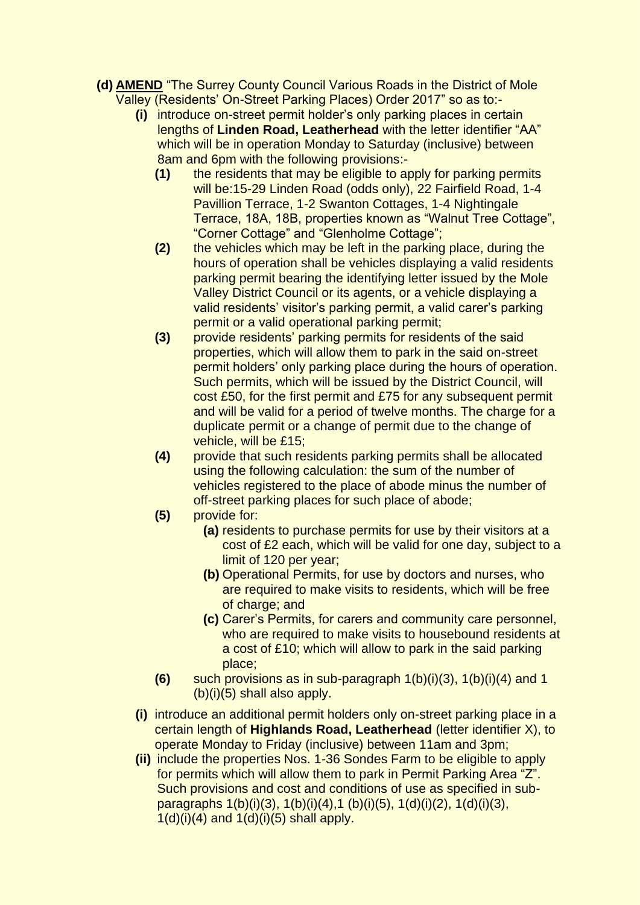**(d) <u>AMEND</u>** "The Surrey County Council Various Roads in the District of Mole Valley (Residents' On-Street Parking Places) Order 2017" so as to:-

- **(i)** introduce on-street permit holder's only parking places in certain lengths of **Linden Road, Leatherhead** with the letter identifier "AA" which will be in operation Monday to Saturday (inclusive) between 8am and 6pm with the following provisions:-
  - **(1)** the residents that may be eligible to apply for parking permits will be:15-29 Linden Road (odds only), 22 Fairfield Road, 1-4 Pavillion Terrace, 1-2 Swanton Cottages, 1-4 Nightingale Terrace, 18A, 18B, properties known as "Walnut Tree Cottage", "Corner Cottage" and "Glenholme Cottage";
  - **(2)** the vehicles which may be left in the parking place, during the hours of operation shall be vehicles displaying a valid residents parking permit bearing the identifying letter issued by the Mole Valley District Council or its agents, or a vehicle displaying a valid residents' visitor's parking permit, a valid carer's parking permit or a valid operational parking permit;
  - **(3)** provide residents' parking permits for residents of the said properties, which will allow them to park in the said on-street permit holders' only parking place during the hours of operation. Such permits, which will be issued by the District Council, will cost £50, for the first permit and £75 for any subsequent permit and will be valid for a period of twelve months. The charge for a duplicate permit or a change of permit due to the change of vehicle, will be £15;
  - **(4)** provide that such residents parking permits shall be allocated using the following calculation: the sum of the number of vehicles registered to the place of abode minus the number of off-street parking places for such place of abode;
  - **(5)** provide for:
    - **(a)** residents to purchase permits for use by their visitors at a cost of £2 each, which will be valid for one day, subject to a limit of 120 per year;
    - **(b)** Operational Permits, for use by doctors and nurses, who are required to make visits to residents, which will be free of charge; and
    - **(c)** Carer's Permits, for carers and community care personnel, who are required to make visits to housebound residents at a cost of £10; which will allow to park in the said parking place;
  - **(6)** such provisions as in sub-paragraph 1(b)(i)(3), 1(b)(i)(4) and 1 (b)(i)(5) shall also apply.
- **(i)** introduce an additional permit holders only on-street parking place in a certain length of **Highlands Road, Leatherhead** (letter identifier X), to operate Monday to Friday (inclusive) between 11am and 3pm;
- **(ii)** include the properties Nos. 1-36 Sondes Farm to be eligible to apply for permits which will allow them to park in Permit Parking Area "Z". Such provisions and cost and conditions of use as specified in sub-paragraphs 1(b)(i)(3), 1(b)(i)(4),1 (b)(i)(5), 1(d)(i)(2), 1(d)(i)(3), 1(d)(i)(4) and 1(d)(i)(5) shall apply.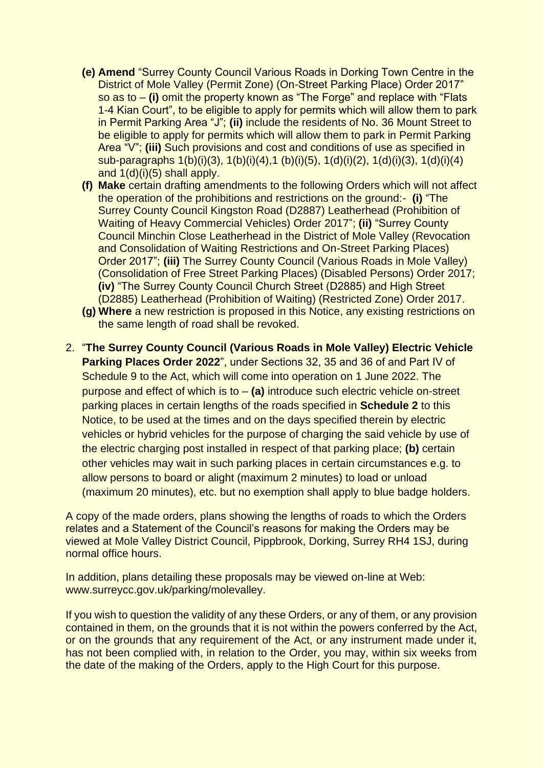- **(e) Amend** "Surrey County Council Various Roads in Dorking Town Centre in the District of Mole Valley (Permit Zone) (On-Street Parking Place) Order 2017" so as to – **(i)** omit the property known as "The Forge" and replace with "Flats 1-4 Kian Court", to be eligible to apply for permits which will allow them to park in Permit Parking Area "J"; **(ii)** include the residents of No. 36 Mount Street to be eligible to apply for permits which will allow them to park in Permit Parking Area "V"; **(iii)** Such provisions and cost and conditions of use as specified in sub-paragraphs 1(b)(i)(3), 1(b)(i)(4),1 (b)(i)(5), 1(d)(i)(2), 1(d)(i)(3), 1(d)(i)(4) and 1(d)(i)(5) shall apply.
- **(f) Make** certain drafting amendments to the following Orders which will not affect the operation of the prohibitions and restrictions on the ground:- **(i)** "The Surrey County Council Kingston Road (D2887) Leatherhead (Prohibition of Waiting of Heavy Commercial Vehicles) Order 2017"; **(ii)** "Surrey County Council Minchin Close Leatherhead in the District of Mole Valley (Revocation and Consolidation of Waiting Restrictions and On-Street Parking Places) Order 2017"; **(iii)** The Surrey County Council (Various Roads in Mole Valley) (Consolidation of Free Street Parking Places) (Disabled Persons) Order 2017; **(iv)** "The Surrey County Council Church Street (D2885) and High Street (D2885) Leatherhead (Prohibition of Waiting) (Restricted Zone) Order 2017.
- **(g) Where** a new restriction is proposed in this Notice, any existing restrictions on the same length of road shall be revoked.

2. "**The Surrey County Council (Various Roads in Mole Valley) Electric Vehicle Parking Places Order 2022**", under Sections 32, 35 and 36 of and Part IV of Schedule 9 to the Act, which will come into operation on 1 June 2022. The purpose and effect of which is to – **(a)** introduce such electric vehicle on-street parking places in certain lengths of the roads specified in **Schedule 2** to this Notice, to be used at the times and on the days specified therein by electric vehicles or hybrid vehicles for the purpose of charging the said vehicle by use of the electric charging post installed in respect of that parking place; **(b)** certain other vehicles may wait in such parking places in certain circumstances e.g. to allow persons to board or alight (maximum 2 minutes) to load or unload (maximum 20 minutes), etc. but no exemption shall apply to blue badge holders.

A copy of the made orders, plans showing the lengths of roads to which the Orders relates and a Statement of the Council's reasons for making the Orders may be viewed at Mole Valley District Council, Pippbrook, Dorking, Surrey RH4 1SJ, during normal office hours.

In addition, plans detailing these proposals may be viewed on-line at Web: www.surreycc.gov.uk/parking/molevalley.

If you wish to question the validity of any these Orders, or any of them, or any provision contained in them, on the grounds that it is not within the powers conferred by the Act, or on the grounds that any requirement of the Act, or any instrument made under it, has not been complied with, in relation to the Order, you may, within six weeks from the date of the making of the Orders, apply to the High Court for this purpose.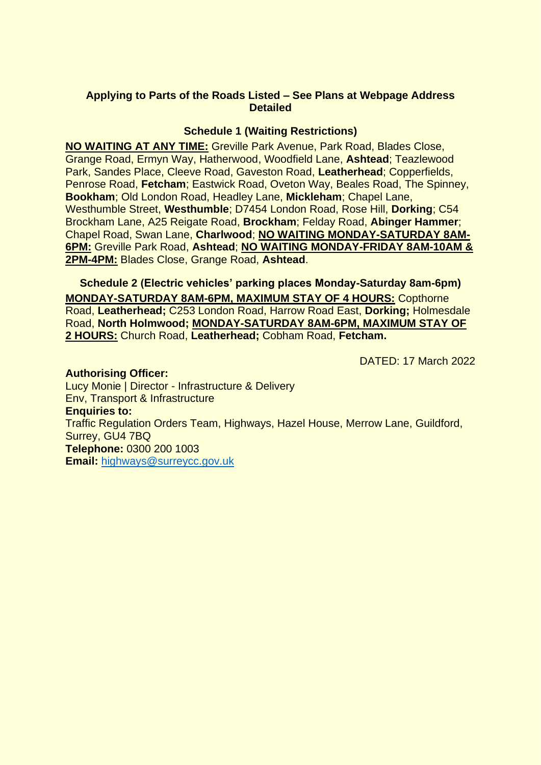### Applying to Parts of the Roads Listed – See Plans at Webpage Address Detailed

### Schedule 1 (Waiting Restrictions)

**NO WAITING AT ANY TIME:** Greville Park Avenue, Park Road, Blades Close, Grange Road, Ermyn Way, Hatherwood, Woodfield Lane, **Ashtead**; Teazlewood Park, Sandes Place, Cleeve Road, Gaveston Road, **Leatherhead**; Copperfields, Penrose Road, **Fetcham**; Eastwick Road, Oveton Way, Beales Road, The Spinney, **Bookham**; Old London Road, Headley Lane, **Mickleham**; Chapel Lane, Westhumble Street, **Westhumble**; D7454 London Road, Rose Hill, **Dorking**; C54 Brockham Lane, A25 Reigate Road, **Brockham**; Felday Road, **Abinger Hammer**; Chapel Road, Swan Lane, **Charlwood**; **NO WAITING MONDAY-SATURDAY 8AM-6PM:** Greville Park Road, **Ashtead**; **NO WAITING MONDAY-FRIDAY 8AM-10AM & 2PM-4PM:** Blades Close, Grange Road, **Ashtead**.

### Schedule 2 (Electric vehicles' parking places Monday-Saturday 8am-6pm)

**MONDAY-SATURDAY 8AM-6PM, MAXIMUM STAY OF 4 HOURS:** Copthorne Road, **Leatherhead;** C253 London Road, Harrow Road East, **Dorking;** Holmesdale Road, **North Holmwood; MONDAY-SATURDAY 8AM-6PM, MAXIMUM STAY OF 2 HOURS:** Church Road, **Leatherhead;** Cobham Road, **Fetcham.**

DATED: 17 March 2022

**Authorising Officer:**
Lucy Monie | Director - Infrastructure & Delivery
Env, Transport & Infrastructure
**Enquiries to:**
Traffic Regulation Orders Team, Highways, Hazel House, Merrow Lane, Guildford, Surrey, GU4 7BQ
**Telephone:** 0300 200 1003
**Email:** highways@surreycc.gov.uk